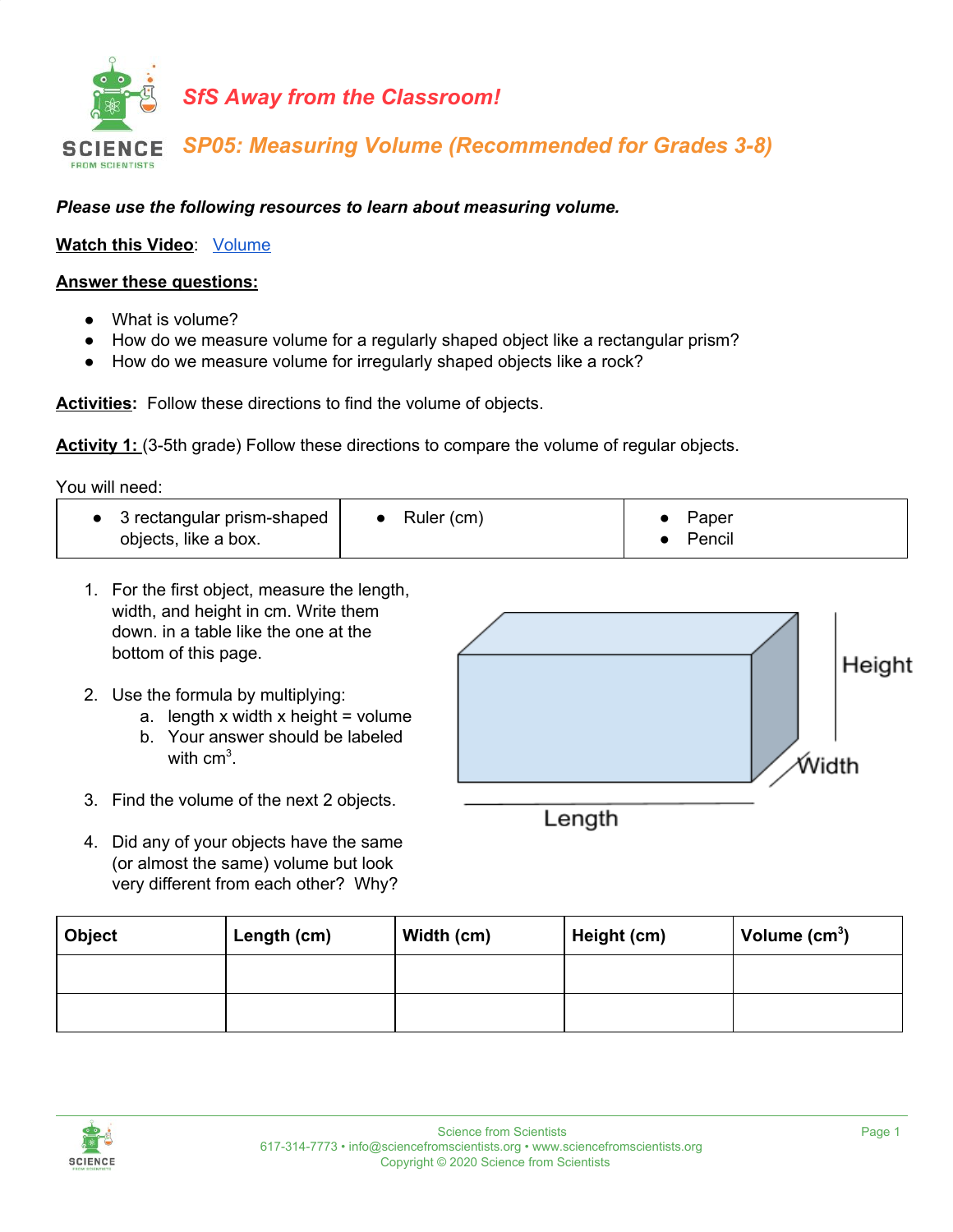# SfS Away from the Classroom!

## SP05: Measuring Volume (Recommended for Grades 3-8)

***Please use the following resources to learn about measuring volume.***

**Watch this Video**: Volume

**Answer these questions:**

- What is volume?
- How do we measure volume for a regularly shaped object like a rectangular prism?
- How do we measure volume for irregularly shaped objects like a rock?

**Activities**: Follow these directions to find the volume of objects.

**Activity 1:** (3-5th grade) Follow these directions to compare the volume of regular objects.

You will need:

| | | |
|---|---|---|
| • 3 rectangular prism-shaped objects, like a box. | • Ruler (cm) | • Paper<br>• Pencil |

1. For the first object, measure the length, width, and height in cm. Write them down. in a table like the one at the bottom of this page.
2. Use the formula by multiplying:
   a. length x width x height = volume
   b. Your answer should be labeled with $cm^3$.
3. Find the volume of the next 2 objects.
4. Did any of your objects have the same (or almost the same) volume but look very different from each other? Why?

Height

Width

Length

| Object | Length (cm) | Width (cm) | Height (cm) | Volume ($cm^3$) |
|---|---|---|---|---|
| | | | | |
| | | | | |

Science from Scientists
617-314-7773 • info@sciencefromscientists.org • www.sciencefromscientists.org
Copyright © 2020 Science from Scientists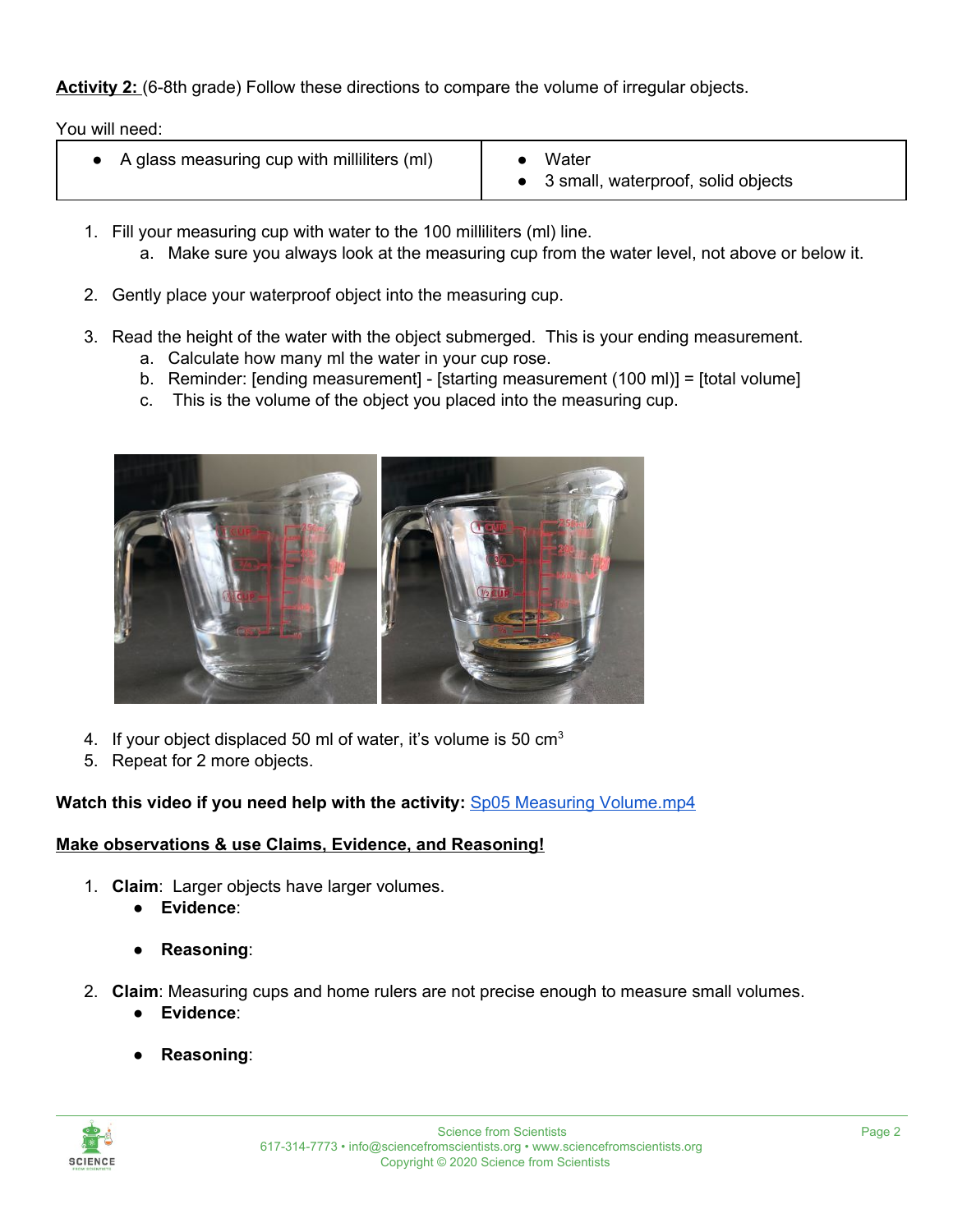**<u>Activity 2:</u>** (6-8th grade) Follow these directions to compare the volume of irregular objects.

You will need:

| | |
|---|---|
| • A glass measuring cup with milliliters (ml) | • Water<br>• 3 small, waterproof, solid objects |

1. Fill your measuring cup with water to the 100 milliliters (ml) line.
    a. Make sure you always look at the measuring cup from the water level, not above or below it.

2. Gently place your waterproof object into the measuring cup.

3. Read the height of the water with the object submerged. This is your ending measurement.
    a. Calculate how many ml the water in your cup rose.
    b. Reminder: [ending measurement] - [starting measurement (100 ml)] = [total volume]
    c. This is the volume of the object you placed into the measuring cup.

4. If your object displaced 50 ml of water, it's volume is 50 $cm^3$
5. Repeat for 2 more objects.

**Watch this video if you need help with the activity:** Sp05 Measuring Volume.mp4

**<u>Make observations & use Claims, Evidence, and Reasoning!</u>**

1. **Claim**: Larger objects have larger volumes.
    - **Evidence**:

    - **Reasoning**:

2. **Claim**: Measuring cups and home rulers are not precise enough to measure small volumes.
    - **Evidence**:

    - **Reasoning**: